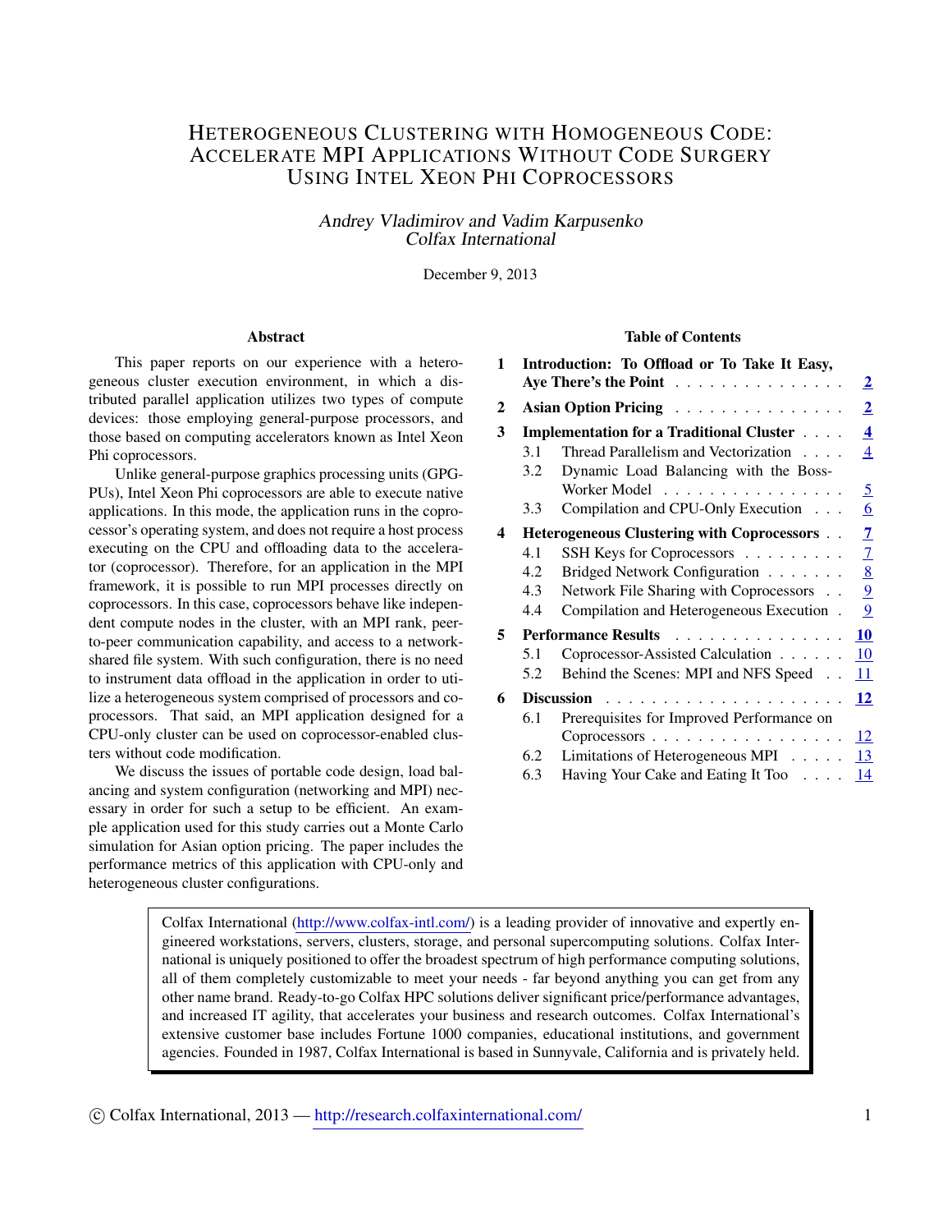# Heterogeneous Clustering with Homogeneous Code: Accelerate MPI Applications Without Code Surgery Using Intel Xeon Phi Coprocessors

*Andrey Vladimirov and Vadim Karpusenko*
*Colfax International*

December 9, 2013

## Abstract

This paper reports on our experience with a heterogeneous cluster execution environment, in which a distributed parallel application utilizes two types of compute devices: those employing general-purpose processors, and those based on computing accelerators known as Intel Xeon Phi coprocessors.

Unlike general-purpose graphics processing units (GPGPUs), Intel Xeon Phi coprocessors are able to execute native applications. In this mode, the application runs in the coprocessor's operating system, and does not require a host process executing on the CPU and offloading data to the accelerator (coprocessor). Therefore, for an application in the MPI framework, it is possible to run MPI processes directly on coprocessors. In this case, coprocessors behave like independent compute nodes in the cluster, with an MPI rank, peer-to-peer communication capability, and access to a network-shared file system. With such configuration, there is no need to instrument data offload in the application in order to utilize a heterogeneous system comprised of processors and coprocessors. That said, an MPI application designed for a CPU-only cluster can be used on coprocessor-enabled clusters without code modification.

We discuss the issues of portable code design, load balancing and system configuration (networking and MPI) necessary in order for such a setup to be efficient. An example application used for this study carries out a Monte Carlo simulation for Asian option pricing. The paper includes the performance metrics of this application with CPU-only and heterogeneous cluster configurations.

## Table of Contents

| | | |
|---|---|---|
| **1** | **Introduction: To Offload or To Take It Easy, Aye There's the Point** | **2** |
| **2** | **Asian Option Pricing** | **2** |
| **3** | **Implementation for a Traditional Cluster** | **4** |
| 3.1 | Thread Parallelism and Vectorization | 4 |
| 3.2 | Dynamic Load Balancing with the Boss-Worker Model | 5 |
| 3.3 | Compilation and CPU-Only Execution | 6 |
| **4** | **Heterogeneous Clustering with Coprocessors** | **7** |
| 4.1 | SSH Keys for Coprocessors | 7 |
| 4.2 | Bridged Network Configuration | 8 |
| 4.3 | Network File Sharing with Coprocessors | 9 |
| 4.4 | Compilation and Heterogeneous Execution | 9 |
| **5** | **Performance Results** | **10** |
| 5.1 | Coprocessor-Assisted Calculation | 10 |
| 5.2 | Behind the Scenes: MPI and NFS Speed | 11 |
| **6** | **Discussion** | **12** |
| 6.1 | Prerequisites for Improved Performance on Coprocessors | 12 |
| 6.2 | Limitations of Heterogeneous MPI | 13 |
| 6.3 | Having Your Cake and Eating It Too | 14 |

Colfax International (http://www.colfax-intl.com/) is a leading provider of innovative and expertly engineered workstations, servers, clusters, storage, and personal supercomputing solutions. Colfax International is uniquely positioned to offer the broadest spectrum of high performance computing solutions, all of them completely customizable to meet your needs - far beyond anything you can get from any other name brand. Ready-to-go Colfax HPC solutions deliver significant price/performance advantages, and increased IT agility, that accelerates your business and research outcomes. Colfax International's extensive customer base includes Fortune 1000 companies, educational institutions, and government agencies. Founded in 1987, Colfax International is based in Sunnyvale, California and is privately held.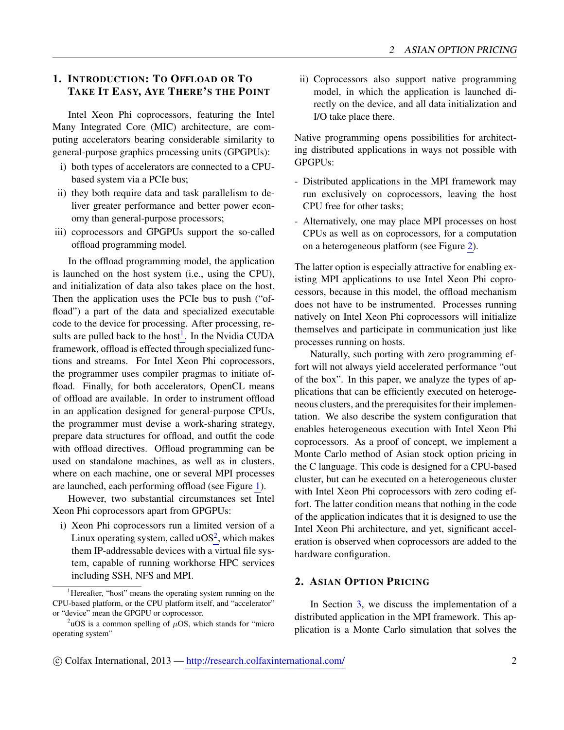## 1. Introduction: To Offload or To Take It Easy, Aye There's the Point

Intel Xeon Phi coprocessors, featuring the Intel Many Integrated Core (MIC) architecture, are computing accelerators bearing considerable similarity to general-purpose graphics processing units (GPGPUs):

i) both types of accelerators are connected to a CPU-based system via a PCIe bus;
ii) they both require data and task parallelism to deliver greater performance and better power economy than general-purpose processors;
iii) coprocessors and GPGPUs support the so-called offload programming model.

In the offload programming model, the application is launched on the host system (i.e., using the CPU), and initialization of data also takes place on the host. Then the application uses the PCIe bus to push ("offload") a part of the data and specialized executable code to the device for processing. After processing, results are pulled back to the host[1]. In the Nvidia CUDA framework, offload is effected through specialized functions and streams. For Intel Xeon Phi coprocessors, the programmer uses compiler pragmas to initiate offload. Finally, for both accelerators, OpenCL means of offload are available. In order to instrument offload in an application designed for general-purpose CPUs, the programmer must devise a work-sharing strategy, prepare data structures for offload, and outfit the code with offload directives. Offload programming can be used on standalone machines, as well as in clusters, where on each machine, one or several MPI processes are launched, each performing offload (see Figure 1).

However, two substantial circumstances set Intel Xeon Phi coprocessors apart from GPGPUs:

i) Xeon Phi coprocessors run a limited version of a Linux operating system, called uOS[2], which makes them IP-addressable devices with a virtual file system, capable of running workhorse HPC services including SSH, NFS and MPI.
ii) Coprocessors also support native programming model, in which the application is launched directly on the device, and all data initialization and I/O take place there.

Native programming opens possibilities for architecting distributed applications in ways not possible with GPGPUs:

- Distributed applications in the MPI framework may run exclusively on coprocessors, leaving the host CPU free for other tasks;
- Alternatively, one may place MPI processes on host CPUs as well as on coprocessors, for a computation on a heterogeneous platform (see Figure 2).

The latter option is especially attractive for enabling existing MPI applications to use Intel Xeon Phi coprocessors, because in this model, the offload mechanism does not have to be instrumented. Processes running natively on Intel Xeon Phi coprocessors will initialize themselves and participate in communication just like processes running on hosts.

Naturally, such porting with zero programming effort will not always yield accelerated performance "out of the box". In this paper, we analyze the types of applications that can be efficiently executed on heterogeneous clusters, and the prerequisites for their implementation. We also describe the system configuration that enables heterogeneous execution with Intel Xeon Phi coprocessors. As a proof of concept, we implement a Monte Carlo method of Asian stock option pricing in the C language. This code is designed for a CPU-based cluster, but can be executed on a heterogeneous cluster with Intel Xeon Phi coprocessors with zero coding effort. The latter condition means that nothing in the code of the application indicates that it is designed to use the Intel Xeon Phi architecture, and yet, significant acceleration is observed when coprocessors are added to the hardware configuration.

## 2. Asian Option Pricing

In Section 3, we discuss the implementation of a distributed application in the MPI framework. This application is a Monte Carlo simulation that solves the

---

[1] Hereafter, "host" means the operating system running on the CPU-based platform, or the CPU platform itself, and "accelerator" or "device" mean the GPGPU or coprocessor.

[2] uOS is a common spelling of $\mu$OS, which stands for "micro operating system"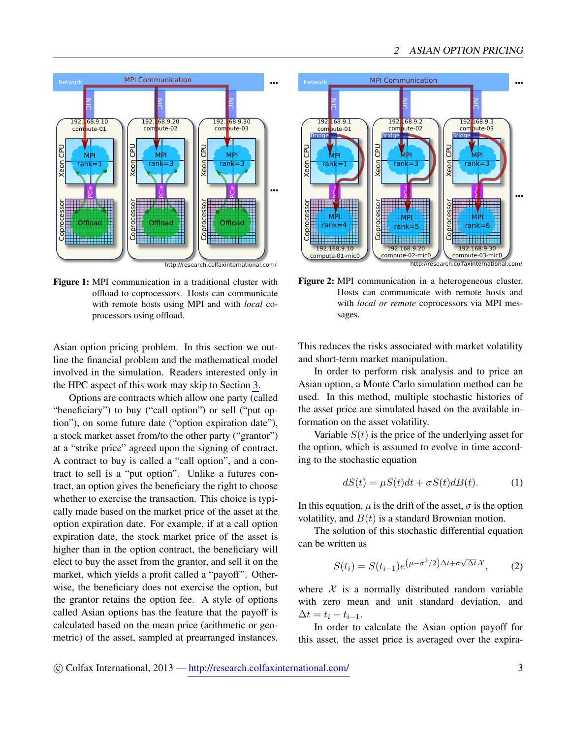**Figure 1:** MPI communication in a traditional cluster with offload to coprocessors. Hosts can communicate with remote hosts using MPI and with *local* coprocessors using offload.

**Figure 2:** MPI communication in a heterogeneous cluster. Hosts can communicate with remote hosts and with *local or remote* coprocessors via MPI messages.

Asian option pricing problem. In this section we outline the financial problem and the mathematical model involved in the simulation. Readers interested only in the HPC aspect of this work may skip to Section 3.

Options are contracts which allow one party (called "beneficiary") to buy ("call option") or sell ("put option"), on some future date ("option expiration date"), a stock market asset from/to the other party ("grantor") at a "strike price" agreed upon the signing of contract. A contract to buy is called a "call option", and a contract to sell is a "put option". Unlike a futures contract, an option gives the beneficiary the right to choose whether to exercise the transaction. This choice is typically made based on the market price of the asset at the option expiration date. For example, if at a call option expiration date, the stock market price of the asset is higher than in the option contract, the beneficiary will elect to buy the asset from the grantor, and sell it on the market, which yields a profit called a "payoff". Otherwise, the beneficiary does not exercise the option, but the grantor retains the option fee. A style of options called Asian options has the feature that the payoff is calculated based on the mean price (arithmetic or geometric) of the asset, sampled at prearranged instances. This reduces the risks associated with market volatility and short-term market manipulation.

In order to perform risk analysis and to price an Asian option, a Monte Carlo simulation method can be used. In this method, multiple stochastic histories of the asset price are simulated based on the available information on the asset volatility.

Variable $S(t)$ is the price of the underlying asset for the option, which is assumed to evolve in time according to the stochastic equation

$$dS(t) = \mu S(t)dt + \sigma S(t)dB(t). \tag{1}$$

In this equation, $\mu$ is the drift of the asset, $\sigma$ is the option volatility, and $B(t)$ is a standard Brownian motion.

The solution of this stochastic differential equation can be written as

$$S(t_i) = S(t_{i-1})e^{\left(\mu - \sigma^2/2\right)\Delta t + \sigma\sqrt{\Delta t}\,\mathcal{X}}, \tag{2}$$

where $\mathcal{X}$ is a normally distributed random variable with zero mean and unit standard deviation, and $\Delta t = t_i - t_{i-1}$.

In order to calculate the Asian option payoff for this asset, the asset price is averaged over the expira-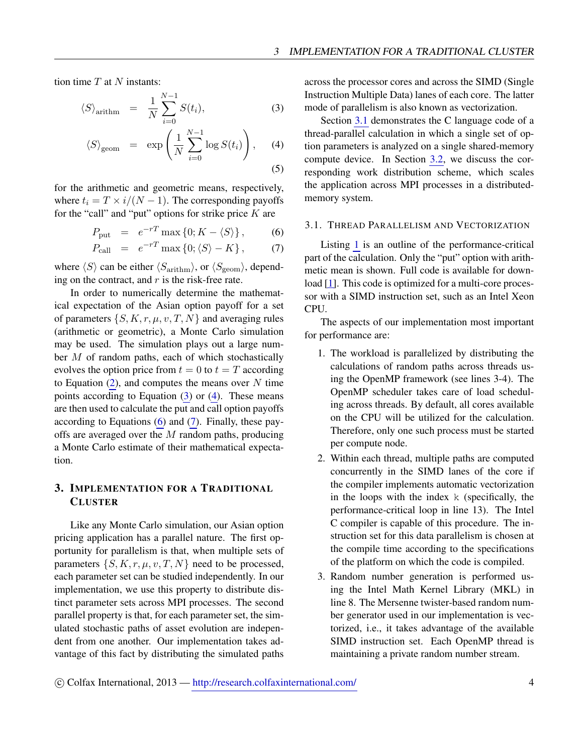tion time $T$ at $N$ instants:

$$\langle S \rangle_{\text{arithm}} = \frac{1}{N} \sum_{i=0}^{N-1} S(t_i), \tag{3}$$

$$\langle S \rangle_{\text{geom}} = \exp\left( \frac{1}{N} \sum_{i=0}^{N-1} \log S(t_i) \right), \tag{4}$$

$$\tag{5}$$

for the arithmetic and geometric means, respectively, where $t_i = T \times i/(N-1)$. The corresponding payoffs for the "call" and "put" options for strike price $K$ are

$$P_{\text{put}} = e^{-rT} \max\{0; K - \langle S \rangle\}, \tag{6}$$

$$P_{\text{call}} = e^{-rT} \max\{0; \langle S \rangle - K\}, \tag{7}$$

where $\langle S \rangle$ can be either $\langle S_{\text{arithm}} \rangle$, or $\langle S_{\text{geom}} \rangle$, depending on the contract, and $r$ is the risk-free rate.

In order to numerically determine the mathematical expectation of the Asian option payoff for a set of parameters $\{S, K, r, \mu, v, T, N\}$ and averaging rules (arithmetic or geometric), a Monte Carlo simulation may be used. The simulation plays out a large number $M$ of random paths, each of which stochastically evolves the option price from $t = 0$ to $t = T$ according to Equation (2), and computes the means over $N$ time points according to Equation (3) or (4). These means are then used to calculate the put and call option payoffs according to Equations (6) and (7). Finally, these payoffs are averaged over the $M$ random paths, producing a Monte Carlo estimate of their mathematical expectation.

## 3. Implementation for a Traditional Cluster

Like any Monte Carlo simulation, our Asian option pricing application has a parallel nature. The first opportunity for parallelism is that, when multiple sets of parameters $\{S, K, r, \mu, v, T, N\}$ need to be processed, each parameter set can be studied independently. In our implementation, we use this property to distribute distinct parameter sets across MPI processes. The second parallel property is that, for each parameter set, the simulated stochastic paths of asset evolution are independent from one another. Our implementation takes advantage of this fact by distributing the simulated paths across the processor cores and across the SIMD (Single Instruction Multiple Data) lanes of each core. The latter mode of parallelism is also known as vectorization.

Section 3.1 demonstrates the C language code of a thread-parallel calculation in which a single set of option parameters is analyzed on a single shared-memory compute device. In Section 3.2, we discuss the corresponding work distribution scheme, which scales the application across MPI processes in a distributed-memory system.

### 3.1. Thread Parallelism and Vectorization

Listing 1 is an outline of the performance-critical part of the calculation. Only the "put" option with arithmetic mean is shown. Full code is available for download [1]. This code is optimized for a multi-core processor with a SIMD instruction set, such as an Intel Xeon CPU.

The aspects of our implementation most important for performance are:

1. The workload is parallelized by distributing the calculations of random paths across threads using the OpenMP framework (see lines 3-4). The OpenMP scheduler takes care of load scheduling across threads. By default, all cores available on the CPU will be utilized for the calculation. Therefore, only one such process must be started per compute node.
2. Within each thread, multiple paths are computed concurrently in the SIMD lanes of the core if the compiler implements automatic vectorization in the loops with the index `k` (specifically, the performance-critical loop in line 13). The Intel C compiler is capable of this procedure. The instruction set for this data parallelism is chosen at the compile time according to the specifications of the platform on which the code is compiled.
3. Random number generation is performed using the Intel Math Kernel Library (MKL) in line 8. The Mersenne twister-based random number generator used in our implementation is vectorized, i.e., it takes advantage of the available SIMD instruction set. Each OpenMP thread is maintaining a private random number stream.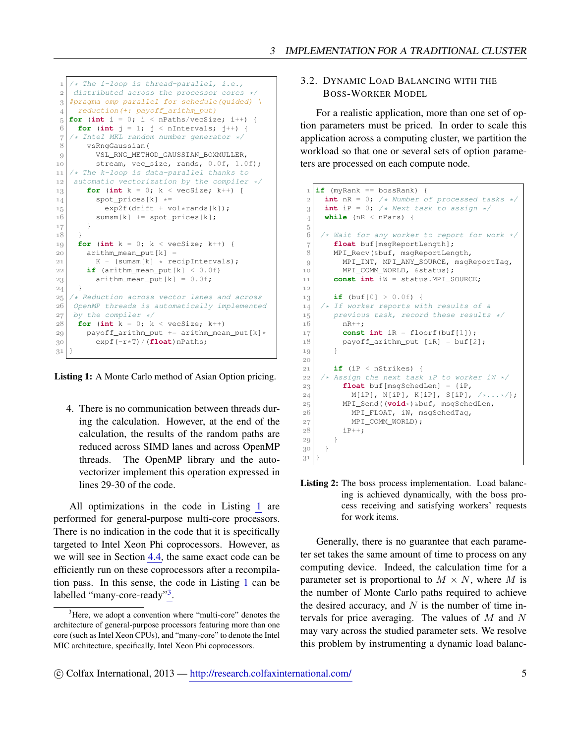```
/* The i-loop is thread-parallel, i.e.,
 distributed across the processor cores */
#pragma omp parallel for schedule(guided) \
  reduction(+: payoff_arithm_put)
for (int i = 0; i < nPaths/vecSize; i++) {
  for (int j = 1; j < nIntervals; j++) {
/* Intel MKL random number generator */
    vsRngGaussian(
      VSL_RNG_METHOD_GAUSSIAN_BOXMULLER,
      stream, vec_size, rands, 0.0f, 1.0f);
/* The k-loop is data-parallel thanks to
 automatic vectorization by the compiler */
    for (int k = 0; k < vecSize; k++) [
      spot_prices[k] *=
        exp2f(drift + vol*rands[k]);
      sumsm[k] += spot_prices[k];
    }
  }
  for (int k = 0; k < vecSize; k++) {
    arithm_mean_put[k] =
      K - (sumsm[k] * recipIntervals);
    if (arithm_mean_put[k] < 0.0f)
      arithm_mean_put[k] = 0.0f;
  }
/* Reduction across vector lanes and across
 OpenMP threads is automatically implemented
 by the compiler */
  for (int k = 0; k < vecSize; k++)
    payoff_arithm_put += arithm_mean_put[k]*
      expf(-r*T)/(float)nPaths;
}
```

**Listing 1:** A Monte Carlo method of Asian Option pricing.

4. There is no communication between threads during the calculation. However, at the end of the calculation, the results of the random paths are reduced across SIMD lanes and across OpenMP threads. The OpenMP library and the auto-vectorizer implement this operation expressed in lines 29-30 of the code.

All optimizations in the code in Listing 1 are performed for general-purpose multi-core processors. There is no indication in the code that it is specifically targeted to Intel Xeon Phi coprocessors. However, as we will see in Section 4.4, the same exact code can be efficiently run on these coprocessors after a recompilation pass. In this sense, the code in Listing 1 can be labelled "many-core-ready"[3].

[3] Here, we adopt a convention where "multi-core" denotes the architecture of general-purpose processors featuring more than one core (such as Intel Xeon CPUs), and "many-core" to denote the Intel MIC architecture, specifically, Intel Xeon Phi coprocessors.

### 3.2. Dynamic Load Balancing with the Boss-Worker Model

For a realistic application, more than one set of option parameters must be priced. In order to scale this application across a computing cluster, we partition the workload so that one or several sets of option parameters are processed on each compute node.

```
if (myRank == bossRank) {
  int nR = 0; /* Number of processed tasks */
  int iP = 0; /* Next task to assign */
  while (nR < nPars) {

 /* Wait for any worker to report for work */
    float buf[msgReportLength];
    MPI_Recv(&buf, msgReportLength,
      MPI_INT, MPI_ANY_SOURCE, msgReportTag,
      MPI_COMM_WORLD, &status);
    const int iW = status.MPI_SOURCE;

    if (buf[0] > 0.0f) {
 /* If worker reports with results of a
    previous task, record these results */
      nR++;
      const int iR = floorf(buf[1]);
      payoff_arithm_put [iR] = buf[2];
    }

    if (iP < nStrikes) {
 /* Assign the next task iP to worker iW */
      float buf[msgSchedLen] = {iP,
        M[iP], N[iP], K[iP], S[iP], /*...*/};
      MPI_Send((void*)&buf, msgSchedLen,
        MPI_FLOAT, iW, msgSchedTag,
        MPI_COMM_WORLD);
      iP++;
    }
  }
}
```

**Listing 2:** The boss process implementation. Load balancing is achieved dynamically, with the boss process receiving and satisfying workers' requests for work items.

Generally, there is no guarantee that each parameter set takes the same amount of time to process on any computing device. Indeed, the calculation time for a parameter set is proportional to $M \times N$, where $M$ is the number of Monte Carlo paths required to achieve the desired accuracy, and $N$ is the number of time intervals for price averaging. The values of $M$ and $N$ may vary across the studied parameter sets. We resolve this problem by instrumenting a dynamic load balanc-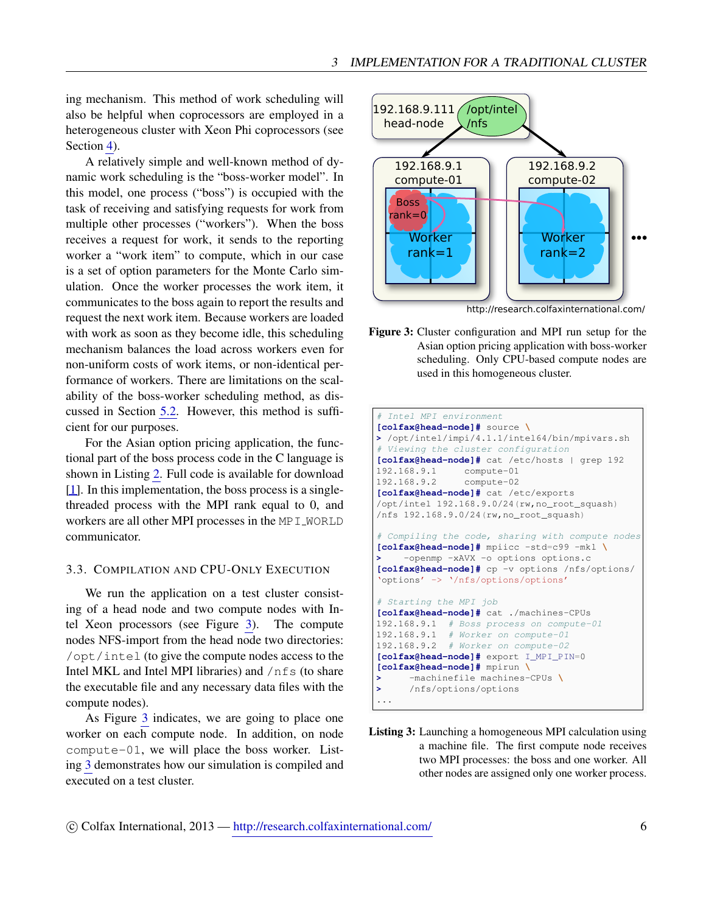ing mechanism. This method of work scheduling will also be helpful when coprocessors are employed in a heterogeneous cluster with Xeon Phi coprocessors (see Section 4).

A relatively simple and well-known method of dynamic work scheduling is the "boss-worker model". In this model, one process ("boss") is occupied with the task of receiving and satisfying requests for work from multiple other processes ("workers"). When the boss receives a request for work, it sends to the reporting worker a "work item" to compute, which in our case is a set of option parameters for the Monte Carlo simulation. Once the worker processes the work item, it communicates to the boss again to report the results and request the next work item. Because workers are loaded with work as soon as they become idle, this scheduling mechanism balances the load across workers even for non-uniform costs of work items, or non-identical performance of workers. There are limitations on the scalability of the boss-worker scheduling method, as discussed in Section 5.2. However, this method is sufficient for our purposes.

For the Asian option pricing application, the functional part of the boss process code in the C language is shown in Listing 2. Full code is available for download [1]. In this implementation, the boss process is a single-threaded process with the MPI rank equal to 0, and workers are all other MPI processes in the MPI_WORLD communicator.

### 3.3. Compilation and CPU-Only Execution

We run the application on a test cluster consisting of a head node and two compute nodes with Intel Xeon processors (see Figure 3). The compute nodes NFS-import from the head node two directories: /opt/intel (to give the compute nodes access to the Intel MKL and Intel MPI libraries) and /nfs (to share the executable file and any necessary data files with the compute nodes).

As Figure 3 indicates, we are going to place one worker on each compute node. In addition, on node compute-01, we will place the boss worker. Listing 3 demonstrates how our simulation is compiled and executed on a test cluster.

192.168.9.111 head-node /opt/intel /nfs

192.168.9.1 compute-01 Boss rank=0 Worker rank=1

192.168.9.2 compute-02 Worker rank=2

http://research.colfaxinternational.com/

**Figure 3:** Cluster configuration and MPI run setup for the Asian option pricing application with boss-worker scheduling. Only CPU-based compute nodes are used in this homogeneous cluster.

```
# Intel MPI environment
[colfax@head-node]# source \
> /opt/intel/impi/4.1.1/intel64/bin/mpivars.sh
# Viewing the cluster configuration
[colfax@head-node]# cat /etc/hosts | grep 192
192.168.9.1     compute-01
192.168.9.2     compute-02
[colfax@head-node]# cat /etc/exports
/opt/intel 192.168.9.0/24(rw,no_root_squash)
/nfs 192.168.9.0/24(rw,no_root_squash)

# Compiling the code, sharing with compute nodes
[colfax@head-node]# mpiicc -std=c99 -mkl \
>     -openmp -xAVX -o options options.c
[colfax@head-node]# cp -v options /nfs/options/
'options' -> '/nfs/options/options'

# Starting the MPI job
[colfax@head-node]# cat ./machines-CPUs
192.168.9.1   # Boss process on compute-01
192.168.9.1   # Worker on compute-01
192.168.9.2   # Worker on compute-02
[colfax@head-node]# export I_MPI_PIN=0
[colfax@head-node]# mpirun \
>      -machinefile machines-CPUs \
>      /nfs/options/options
...
```

**Listing 3:** Launching a homogeneous MPI calculation using a machine file. The first compute node receives two MPI processes: the boss and one worker. All other nodes are assigned only one worker process.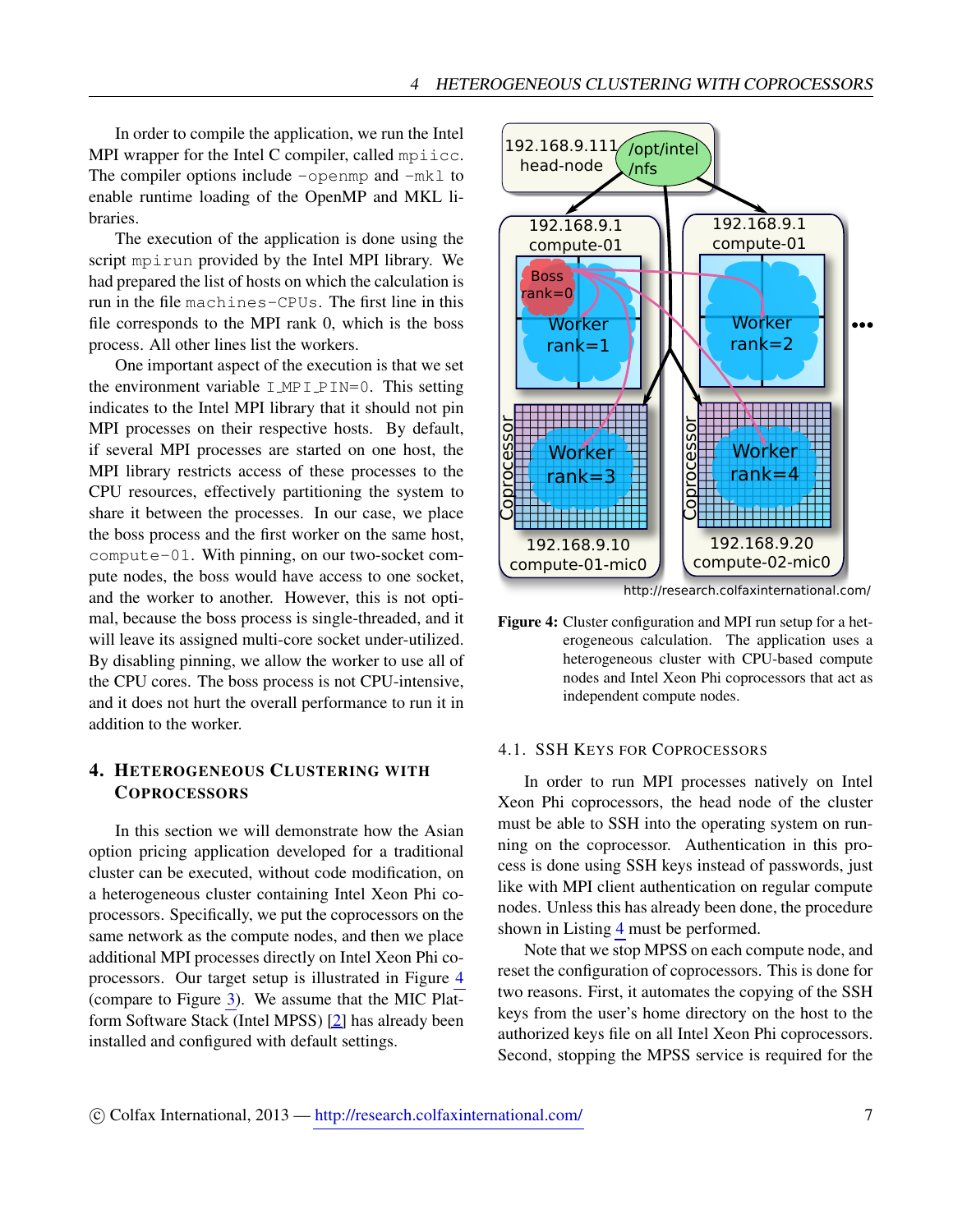In order to compile the application, we run the Intel MPI wrapper for the Intel C compiler, called `mpiicc`. The compiler options include `-openmp` and `-mkl` to enable runtime loading of the OpenMP and MKL libraries.

The execution of the application is done using the script `mpirun` provided by the Intel MPI library. We had prepared the list of hosts on which the calculation is run in the file `machines-CPUs`. The first line in this file corresponds to the MPI rank 0, which is the boss process. All other lines list the workers.

One important aspect of the execution is that we set the environment variable `I_MPI_PIN=0`. This setting indicates to the Intel MPI library that it should not pin MPI processes on their respective hosts. By default, if several MPI processes are started on one host, the MPI library restricts access of these processes to the CPU resources, effectively partitioning the system to share it between the processes. In our case, we place the boss process and the first worker on the same host, `compute-01`. With pinning, on our two-socket compute nodes, the boss would have access to one socket, and the worker to another. However, this is not optimal, because the boss process is single-threaded, and it will leave its assigned multi-core socket under-utilized. By disabling pinning, we allow the worker to use all of the CPU cores. The boss process is not CPU-intensive, and it does not hurt the overall performance to run it in addition to the worker.

## 4. Heterogeneous Clustering with Coprocessors

In this section we will demonstrate how the Asian option pricing application developed for a traditional cluster can be executed, without code modification, on a heterogeneous cluster containing Intel Xeon Phi coprocessors. Specifically, we put the coprocessors on the same network as the compute nodes, and then we place additional MPI processes directly on Intel Xeon Phi coprocessors. Our target setup is illustrated in Figure 4 (compare to Figure 3). We assume that the MIC Platform Software Stack (Intel MPSS) [2] has already been installed and configured with default settings.

**Figure 4:** Cluster configuration and MPI run setup for a heterogeneous calculation. The application uses a heterogeneous cluster with CPU-based compute nodes and Intel Xeon Phi coprocessors that act as independent compute nodes.

### 4.1. SSH Keys for Coprocessors

In order to run MPI processes natively on Intel Xeon Phi coprocessors, the head node of the cluster must be able to SSH into the operating system on running on the coprocessor. Authentication in this process is done using SSH keys instead of passwords, just like with MPI client authentication on regular compute nodes. Unless this has already been done, the procedure shown in Listing 4 must be performed.

Note that we stop MPSS on each compute node, and reset the configuration of coprocessors. This is done for two reasons. First, it automates the copying of the SSH keys from the user's home directory on the host to the authorized keys file on all Intel Xeon Phi coprocessors. Second, stopping the MPSS service is required for the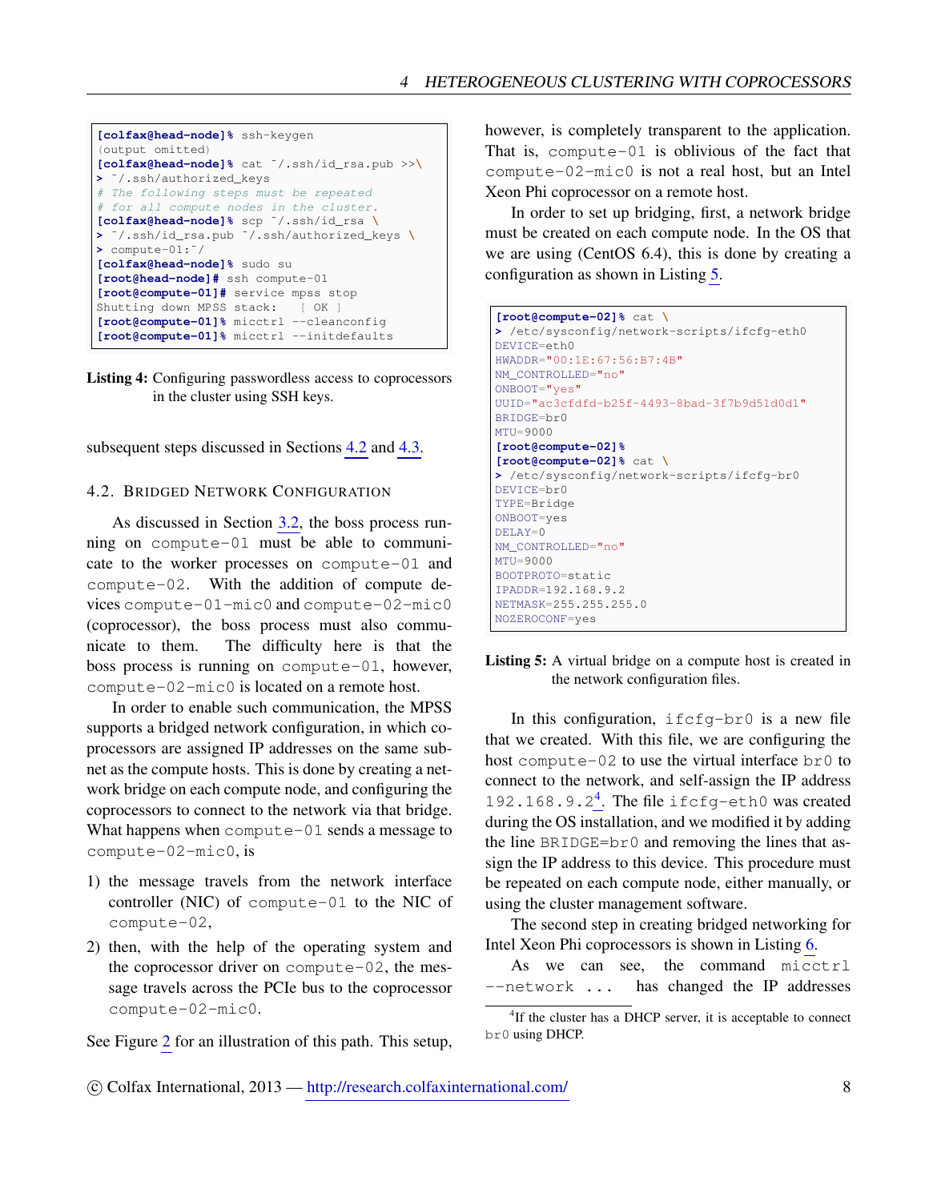```
[colfax@head-node]% ssh-keygen
(output omitted)
[colfax@head-node]% cat ~/.ssh/id_rsa.pub >>\
> ~/.ssh/authorized_keys
# The following steps must be repeated
# for all compute nodes in the cluster.
[colfax@head-node]% scp ~/.ssh/id_rsa \
> ~/.ssh/id_rsa.pub ~/.ssh/authorized_keys \
> compute-01:~/
[colfax@head-node]% sudo su
[root@head-node]# ssh compute-01
[root@compute-01]# service mpss stop
Shutting down MPSS stack:   [ OK ]
[root@compute-01]% micctrl --cleanconfig
[root@compute-01]% micctrl --initdefaults
```

**Listing 4:** Configuring passwordless access to coprocessors in the cluster using SSH keys.

subsequent steps discussed in Sections 4.2 and 4.3.

## 4.2. Bridged Network Configuration

As discussed in Section 3.2, the boss process running on `compute-01` must be able to communicate to the worker processes on `compute-01` and `compute-02`. With the addition of compute devices `compute-01-mic0` and `compute-02-mic0` (coprocessor), the boss process must also communicate to them. The difficulty here is that the boss process is running on `compute-01`, however, `compute-02-mic0` is located on a remote host.

In order to enable such communication, the MPSS supports a bridged network configuration, in which coprocessors are assigned IP addresses on the same subnet as the compute hosts. This is done by creating a network bridge on each compute node, and configuring the coprocessors to connect to the network via that bridge. What happens when `compute-01` sends a message to `compute-02-mic0`, is

1) the message travels from the network interface controller (NIC) of `compute-01` to the NIC of `compute-02`,
2) then, with the help of the operating system and the coprocessor driver on `compute-02`, the message travels across the PCIe bus to the coprocessor `compute-02-mic0`.

See Figure 2 for an illustration of this path. This setup, however, is completely transparent to the application. That is, `compute-01` is oblivious of the fact that `compute-02-mic0` is not a real host, but an Intel Xeon Phi coprocessor on a remote host.

In order to set up bridging, first, a network bridge must be created on each compute node. In the OS that we are using (CentOS 6.4), this is done by creating a configuration as shown in Listing 5.

```
[root@compute-02]% cat \
> /etc/sysconfig/network-scripts/ifcfg-eth0
DEVICE=eth0
HWADDR="00:1E:67:56:B7:4B"
NM_CONTROLLED="no"
ONBOOT="yes"
UUID="ac3cfdfd-b25f-4493-8bad-3f7b9d51d0d1"
BRIDGE=br0
MTU=9000
[root@compute-02]%
[root@compute-02]% cat \
> /etc/sysconfig/network-scripts/ifcfg-br0
DEVICE=br0
TYPE=Bridge
ONBOOT=yes
DELAY=0
NM_CONTROLLED="no"
MTU=9000
BOOTPROTO=static
IPADDR=192.168.9.2
NETMASK=255.255.255.0
NOZEROCONF=yes
```

**Listing 5:** A virtual bridge on a compute host is created in the network configuration files.

In this configuration, `ifcfg-br0` is a new file that we created. With this file, we are configuring the host `compute-02` to use the virtual interface `br0` to connect to the network, and self-assign the IP address `192.168.9.2`[4]. The file `ifcfg-eth0` was created during the OS installation, and we modified it by adding the line `BRIDGE=br0` and removing the lines that assign the IP address to this device. This procedure must be repeated on each compute node, either manually, or using the cluster management software.

The second step in creating bridged networking for Intel Xeon Phi coprocessors is shown in Listing 6.

As we can see, the command `micctrl --network ...` has changed the IP addresses

[4] If the cluster has a DHCP server, it is acceptable to connect `br0` using DHCP.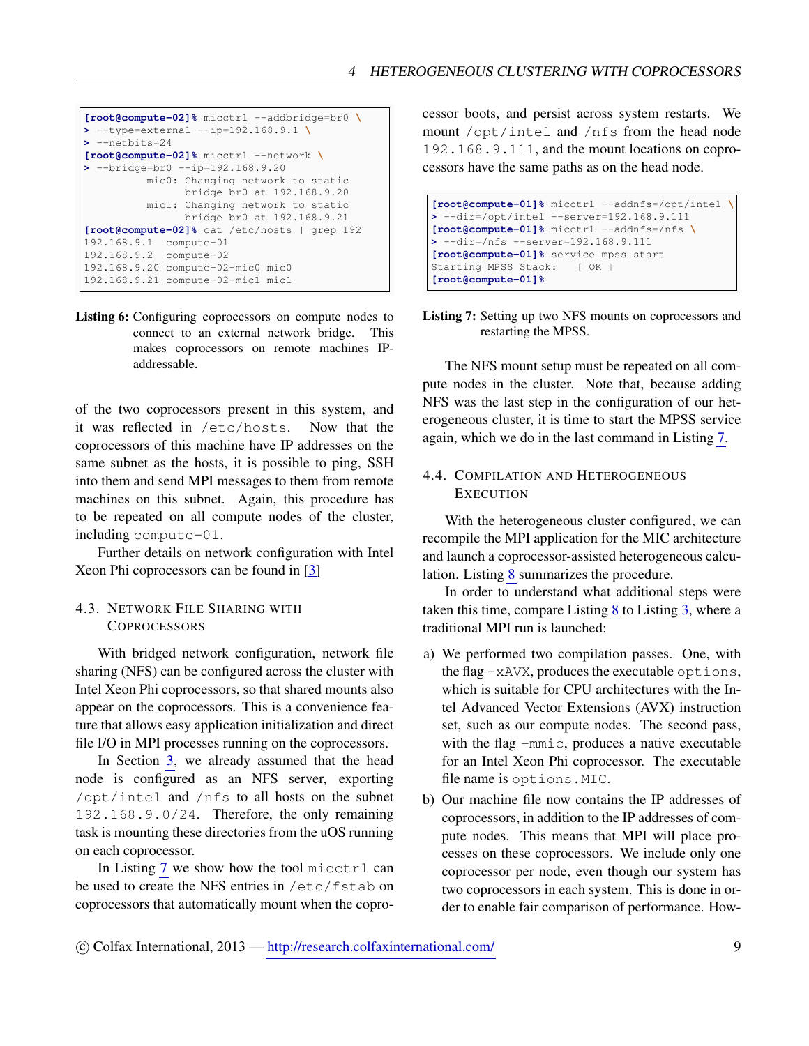```
[root@compute-02]% micctrl --addbridge=br0 \
> --type=external --ip=192.168.9.1 \
> --netbits=24
[root@compute-02]% micctrl --network \
> --bridge=br0 --ip=192.168.9.20
          mic0: Changing network to static
                bridge br0 at 192.168.9.20
          mic1: Changing network to static
                bridge br0 at 192.168.9.21
[root@compute-02]% cat /etc/hosts | grep 192
192.168.9.1  compute-01
192.168.9.2  compute-02
192.168.9.20 compute-02-mic0 mic0
192.168.9.21 compute-02-mic1 mic1
```

**Listing 6:** Configuring coprocessors on compute nodes to connect to an external network bridge. This makes coprocessors on remote machines IP-addressable.

of the two coprocessors present in this system, and it was reflected in `/etc/hosts`. Now that the coprocessors of this machine have IP addresses on the same subnet as the hosts, it is possible to ping, SSH into them and send MPI messages to them from remote machines on this subnet. Again, this procedure has to be repeated on all compute nodes of the cluster, including `compute-01`.

Further details on network configuration with Intel Xeon Phi coprocessors can be found in [3]

### 4.3. Network File Sharing with Coprocessors

With bridged network configuration, network file sharing (NFS) can be configured across the cluster with Intel Xeon Phi coprocessors, so that shared mounts also appear on the coprocessors. This is a convenience feature that allows easy application initialization and direct file I/O in MPI processes running on the coprocessors.

In Section 3, we already assumed that the head node is configured as an NFS server, exporting `/opt/intel` and `/nfs` to all hosts on the subnet `192.168.9.0/24`. Therefore, the only remaining task is mounting these directories from the uOS running on each coprocessor.

In Listing 7 we show how the tool `micctrl` can be used to create the NFS entries in `/etc/fstab` on coprocessors that automatically mount when the coprocessor boots, and persist across system restarts. We mount `/opt/intel` and `/nfs` from the head node `192.168.9.111`, and the mount locations on coprocessors have the same paths as on the head node.

```
[root@compute-01]% micctrl --addnfs=/opt/intel \
> --dir=/opt/intel --server=192.168.9.111
[root@compute-01]% micctrl --addnfs=/nfs \
> --dir=/nfs --server=192.168.9.111
[root@compute-01]% service mpss start
Starting MPSS Stack:    [ OK ]
[root@compute-01]%
```

**Listing 7:** Setting up two NFS mounts on coprocessors and restarting the MPSS.

The NFS mount setup must be repeated on all compute nodes in the cluster. Note that, because adding NFS was the last step in the configuration of our heterogeneous cluster, it is time to start the MPSS service again, which we do in the last command in Listing 7.

### 4.4. Compilation and Heterogeneous Execution

With the heterogeneous cluster configured, we can recompile the MPI application for the MIC architecture and launch a coprocessor-assisted heterogeneous calculation. Listing 8 summarizes the procedure.

In order to understand what additional steps were taken this time, compare Listing 8 to Listing 3, where a traditional MPI run is launched:

a) We performed two compilation passes. One, with the flag `-xAVX`, produces the executable `options`, which is suitable for CPU architectures with the Intel Advanced Vector Extensions (AVX) instruction set, such as our compute nodes. The second pass, with the flag `-mmic`, produces a native executable for an Intel Xeon Phi coprocessor. The executable file name is `options.MIC`.

b) Our machine file now contains the IP addresses of coprocessors, in addition to the IP addresses of compute nodes. This means that MPI will place processes on these coprocessors. We include only one coprocessor per node, even though our system has two coprocessors in each system. This is done in order to enable fair comparison of performance. How-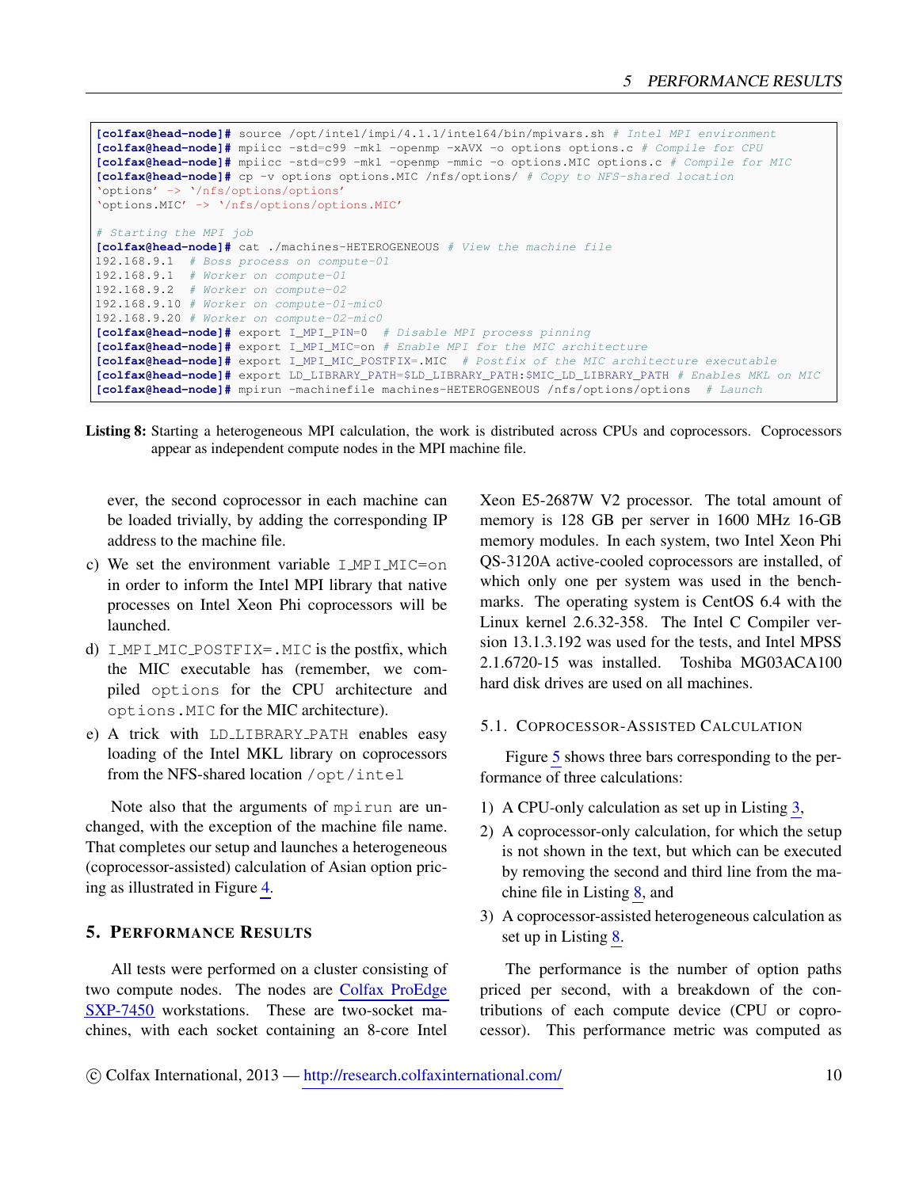```
[colfax@head-node]# source /opt/intel/impi/4.1.1/intel64/bin/mpivars.sh # Intel MPI environment
[colfax@head-node]# mpiicc -std=c99 -mkl -openmp -xAVX -o options options.c # Compile for CPU
[colfax@head-node]# mpiicc -std=c99 -mkl -openmp -mmic -o options.MIC options.c # Compile for MIC
[colfax@head-node]# cp -v options options.MIC /nfs/options/ # Copy to NFS-shared location
`options' -> `/nfs/options/options'
`options.MIC' -> `/nfs/options/options.MIC'

# Starting the MPI job
[colfax@head-node]# cat ./machines-HETEROGENEOUS # View the machine file
192.168.9.1  # Boss process on compute-01
192.168.9.1  # Worker on compute-01
192.168.9.2  # Worker on compute-02
192.168.9.10 # Worker on compute-01-mic0
192.168.9.20 # Worker on compute-02-mic0
[colfax@head-node]# export I_MPI_PIN=0  # Disable MPI process pinning
[colfax@head-node]# export I_MPI_MIC=on # Enable MPI for the MIC architecture
[colfax@head-node]# export I_MPI_MIC_POSTFIX=.MIC  # Postfix of the MIC architecture executable
[colfax@head-node]# export LD_LIBRARY_PATH=$LD_LIBRARY_PATH:$MIC_LD_LIBRARY_PATH # Enables MKL on MIC
[colfax@head-node]# mpirun -machinefile machines-HETEROGENEOUS /nfs/options/options  # Launch
```

**Listing 8:** Starting a heterogeneous MPI calculation, the work is distributed across CPUs and coprocessors. Coprocessors appear as independent compute nodes in the MPI machine file.

ever, the second coprocessor in each machine can be loaded trivially, by adding the corresponding IP address to the machine file.

c) We set the environment variable `I_MPI_MIC=on` in order to inform the Intel MPI library that native processes on Intel Xeon Phi coprocessors will be launched.

d) `I_MPI_MIC_POSTFIX=.MIC` is the postfix, which the MIC executable has (remember, we compiled `options` for the CPU architecture and `options.MIC` for the MIC architecture).

e) A trick with `LD_LIBRARY_PATH` enables easy loading of the Intel MKL library on coprocessors from the NFS-shared location `/opt/intel`

Note also that the arguments of `mpirun` are unchanged, with the exception of the machine file name. That completes our setup and launches a heterogeneous (coprocessor-assisted) calculation of Asian option pricing as illustrated in Figure 4.

## 5. Performance Results

All tests were performed on a cluster consisting of two compute nodes. The nodes are Colfax ProEdge SXP-7450 workstations. These are two-socket machines, with each socket containing an 8-core Intel Xeon E5-2687W V2 processor. The total amount of memory is 128 GB per server in 1600 MHz 16-GB memory modules. In each system, two Intel Xeon Phi QS-3120A active-cooled coprocessors are installed, of which only one per system was used in the benchmarks. The operating system is CentOS 6.4 with the Linux kernel 2.6.32-358. The Intel C Compiler version 13.1.3.192 was used for the tests, and Intel MPSS 2.1.6720-15 was installed. Toshiba MG03ACA100 hard disk drives are used on all machines.

### 5.1. Coprocessor-Assisted Calculation

Figure 5 shows three bars corresponding to the performance of three calculations:

1) A CPU-only calculation as set up in Listing 3,
2) A coprocessor-only calculation, for which the setup is not shown in the text, but which can be executed by removing the second and third line from the machine file in Listing 8, and
3) A coprocessor-assisted heterogeneous calculation as set up in Listing 8.

The performance is the number of option paths priced per second, with a breakdown of the contributions of each compute device (CPU or coprocessor). This performance metric was computed as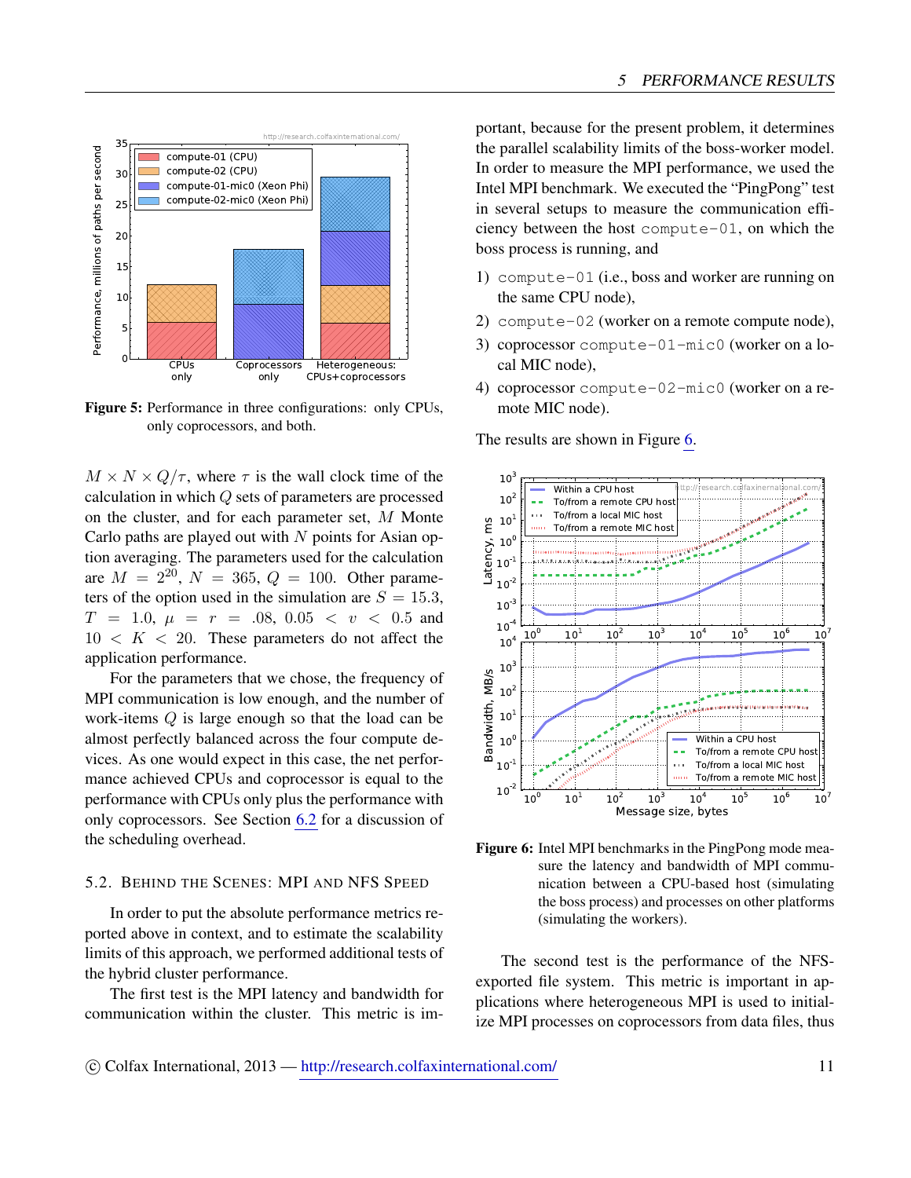Figure 5: Performance in three configurations: only CPUs, only coprocessors, and both.

$M \times N \times Q/\tau$, where $\tau$ is the wall clock time of the calculation in which $Q$ sets of parameters are processed on the cluster, and for each parameter set, $M$ Monte Carlo paths are played out with $N$ points for Asian option averaging. The parameters used for the calculation are $M = 2^{20}$, $N = 365$, $Q = 100$. Other parameters of the option used in the simulation are $S = 15.3$, $T = 1.0$, $\mu = r = .08$, $0.05 < v < 0.5$ and $10 < K < 20$. These parameters do not affect the application performance.

For the parameters that we chose, the frequency of MPI communication is low enough, and the number of work-items $Q$ is large enough so that the load can be almost perfectly balanced across the four compute devices. As one would expect in this case, the net performance achieved CPUs and coprocessor is equal to the performance with CPUs only plus the performance with only coprocessors. See Section 6.2 for a discussion of the scheduling overhead.

## 5.2. Behind the Scenes: MPI and NFS Speed

In order to put the absolute performance metrics reported above in context, and to estimate the scalability limits of this approach, we performed additional tests of the hybrid cluster performance.

The first test is the MPI latency and bandwidth for communication within the cluster. This metric is important, because for the present problem, it determines the parallel scalability limits of the boss-worker model. In order to measure the MPI performance, we used the Intel MPI benchmark. We executed the "PingPong" test in several setups to measure the communication efficiency between the host `compute-01`, on which the boss process is running, and

1) `compute-01` (i.e., boss and worker are running on the same CPU node),
2) `compute-02` (worker on a remote compute node),
3) coprocessor `compute-01-mic0` (worker on a local MIC node),
4) coprocessor `compute-02-mic0` (worker on a remote MIC node).

The results are shown in Figure 6.

Figure 6: Intel MPI benchmarks in the PingPong mode measure the latency and bandwidth of MPI communication between a CPU-based host (simulating the boss process) and processes on other platforms (simulating the workers).

The second test is the performance of the NFS-exported file system. This metric is important in applications where heterogeneous MPI is used to initialize MPI processes on coprocessors from data files, thus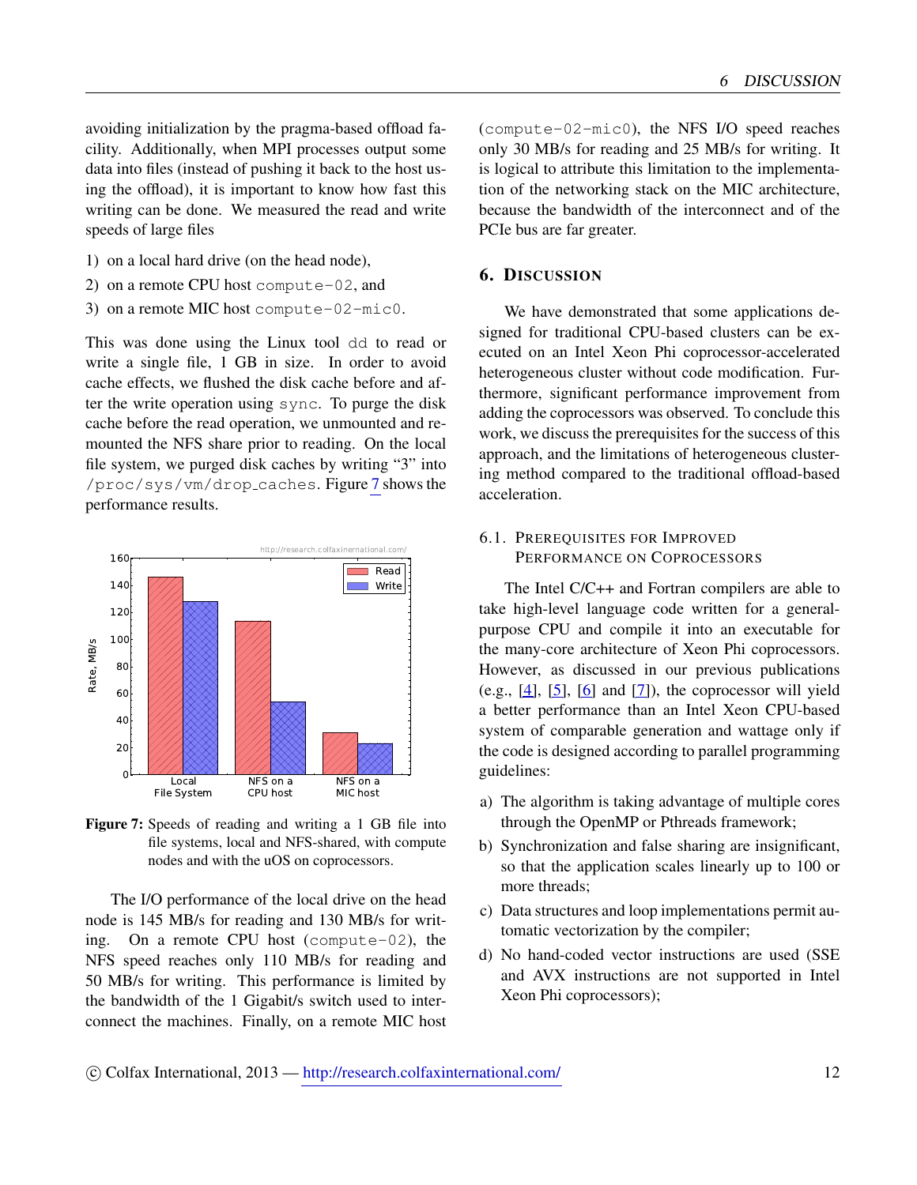avoiding initialization by the pragma-based offload facility. Additionally, when MPI processes output some data into files (instead of pushing it back to the host using the offload), it is important to know how fast this writing can be done. We measured the read and write speeds of large files

1) on a local hard drive (on the head node),
2) on a remote CPU host `compute-02`, and
3) on a remote MIC host `compute-02-mic0`.

This was done using the Linux tool `dd` to read or write a single file, 1 GB in size. In order to avoid cache effects, we flushed the disk cache before and after the write operation using `sync`. To purge the disk cache before the read operation, we unmounted and remounted the NFS share prior to reading. On the local file system, we purged disk caches by writing "3" into `/proc/sys/vm/drop_caches`. Figure 7 shows the performance results.

**Figure 7:** Speeds of reading and writing a 1 GB file into file systems, local and NFS-shared, with compute nodes and with the uOS on coprocessors.

The I/O performance of the local drive on the head node is 145 MB/s for reading and 130 MB/s for writing. On a remote CPU host (`compute-02`), the NFS speed reaches only 110 MB/s for reading and 50 MB/s for writing. This performance is limited by the bandwidth of the 1 Gigabit/s switch used to interconnect the machines. Finally, on a remote MIC host (`compute-02-mic0`), the NFS I/O speed reaches only 30 MB/s for reading and 25 MB/s for writing. It is logical to attribute this limitation to the implementation of the networking stack on the MIC architecture, because the bandwidth of the interconnect and of the PCIe bus are far greater.

## 6. Discussion

We have demonstrated that some applications designed for traditional CPU-based clusters can be executed on an Intel Xeon Phi coprocessor-accelerated heterogeneous cluster without code modification. Furthermore, significant performance improvement from adding the coprocessors was observed. To conclude this work, we discuss the prerequisites for the success of this approach, and the limitations of heterogeneous clustering method compared to the traditional offload-based acceleration.

### 6.1. Prerequisites for Improved Performance on Coprocessors

The Intel C/C++ and Fortran compilers are able to take high-level language code written for a general-purpose CPU and compile it into an executable for the many-core architecture of Xeon Phi coprocessors. However, as discussed in our previous publications (e.g., [4], [5], [6] and [7]), the coprocessor will yield a better performance than an Intel Xeon CPU-based system of comparable generation and wattage only if the code is designed according to parallel programming guidelines:

a) The algorithm is taking advantage of multiple cores through the OpenMP or Pthreads framework;
b) Synchronization and false sharing are insignificant, so that the application scales linearly up to 100 or more threads;
c) Data structures and loop implementations permit automatic vectorization by the compiler;
d) No hand-coded vector instructions are used (SSE and AVX instructions are not supported in Intel Xeon Phi coprocessors);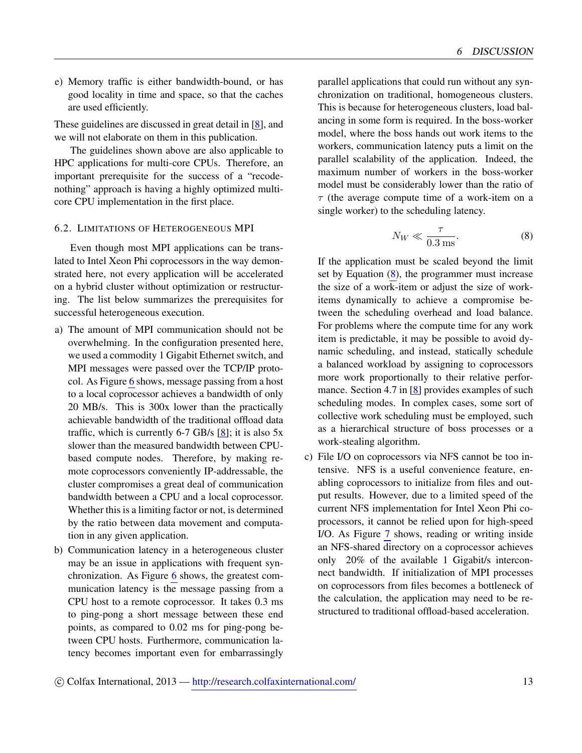e) Memory traffic is either bandwidth-bound, or has good locality in time and space, so that the caches are used efficiently.

These guidelines are discussed in great detail in [8], and we will not elaborate on them in this publication.

The guidelines shown above are also applicable to HPC applications for multi-core CPUs. Therefore, an important prerequisite for the success of a "recode-nothing" approach is having a highly optimized multi-core CPU implementation in the first place.

### 6.2. Limitations of Heterogeneous MPI

Even though most MPI applications can be translated to Intel Xeon Phi coprocessors in the way demonstrated here, not every application will be accelerated on a hybrid cluster without optimization or restructuring. The list below summarizes the prerequisites for successful heterogeneous execution.

a) The amount of MPI communication should not be overwhelming. In the configuration presented here, we used a commodity 1 Gigabit Ethernet switch, and MPI messages were passed over the TCP/IP protocol. As Figure 6 shows, message passing from a host to a local coprocessor achieves a bandwidth of only 20 MB/s. This is 300x lower than the practically achievable bandwidth of the traditional offload data traffic, which is currently 6-7 GB/s [8]; it is also 5x slower than the measured bandwidth between CPU-based compute nodes. Therefore, by making remote coprocessors conveniently IP-addressable, the cluster compromises a great deal of communication bandwidth between a CPU and a local coprocessor. Whether this is a limiting factor or not, is determined by the ratio between data movement and computation in any given application.

b) Communication latency in a heterogeneous cluster may be an issue in applications with frequent synchronization. As Figure 6 shows, the greatest communication latency is the message passing from a CPU host to a remote coprocessor. It takes 0.3 ms to ping-pong a short message between these end points, as compared to 0.02 ms for ping-pong between CPU hosts. Furthermore, communication latency becomes important even for embarrassingly parallel applications that could run without any synchronization on traditional, homogeneous clusters. This is because for heterogeneous clusters, load balancing in some form is required. In the boss-worker model, where the boss hands out work items to the workers, communication latency puts a limit on the parallel scalability of the application. Indeed, the maximum number of workers in the boss-worker model must be considerably lower than the ratio of $\tau$ (the average compute time of a work-item on a single worker) to the scheduling latency.

$$N_W \ll \frac{\tau}{0.3\,\mathrm{ms}}. \tag{8}$$

If the application must be scaled beyond the limit set by Equation (8), the programmer must increase the size of a work-item or adjust the size of work-items dynamically to achieve a compromise between the scheduling overhead and load balance. For problems where the compute time for any work item is predictable, it may be possible to avoid dynamic scheduling, and instead, statically schedule a balanced workload by assigning to coprocessors more work proportionally to their relative performance. Section 4.7 in [8] provides examples of such scheduling modes. In complex cases, some sort of collective work scheduling must be employed, such as a hierarchical structure of boss processes or a work-stealing algorithm.

c) File I/O on coprocessors via NFS cannot be too intensive. NFS is a useful convenience feature, enabling coprocessors to initialize from files and output results. However, due to a limited speed of the current NFS implementation for Intel Xeon Phi coprocessors, it cannot be relied upon for high-speed I/O. As Figure 7 shows, reading or writing inside an NFS-shared directory on a coprocessor achieves only 20% of the available 1 Gigabit/s interconnect bandwidth. If initialization of MPI processes on coprocessors from files becomes a bottleneck of the calculation, the application may need to be restructured to traditional offload-based acceleration.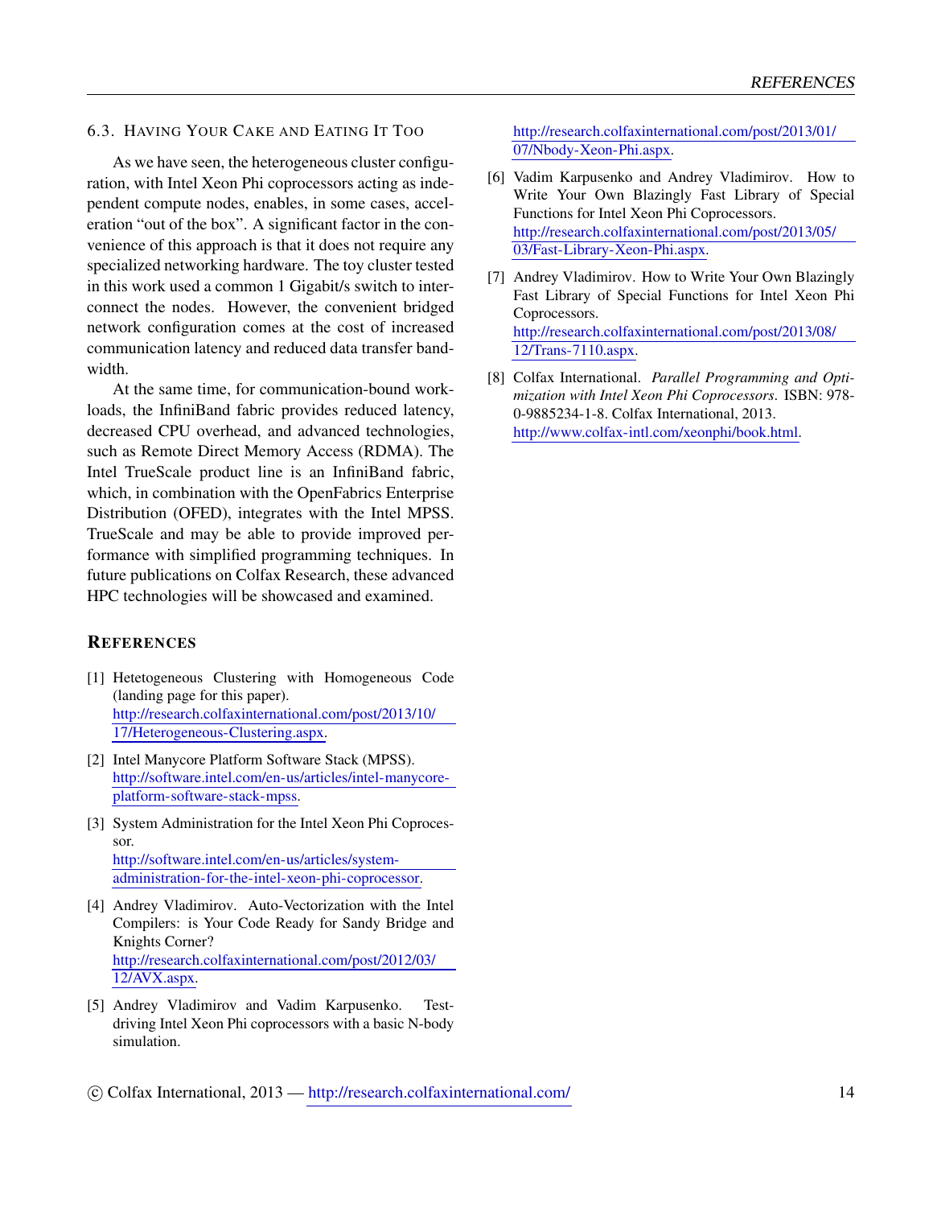### 6.3. Having Your Cake and Eating It Too

As we have seen, the heterogeneous cluster configuration, with Intel Xeon Phi coprocessors acting as independent compute nodes, enables, in some cases, acceleration "out of the box". A significant factor in the convenience of this approach is that it does not require any specialized networking hardware. The toy cluster tested in this work used a common 1 Gigabit/s switch to interconnect the nodes. However, the convenient bridged network configuration comes at the cost of increased communication latency and reduced data transfer bandwidth.

At the same time, for communication-bound workloads, the InfiniBand fabric provides reduced latency, decreased CPU overhead, and advanced technologies, such as Remote Direct Memory Access (RDMA). The Intel TrueScale product line is an InfiniBand fabric, which, in combination with the OpenFabrics Enterprise Distribution (OFED), integrates with the Intel MPSS. TrueScale and may be able to provide improved performance with simplified programming techniques. In future publications on Colfax Research, these advanced HPC technologies will be showcased and examined.

## References

[1] Hetetogeneous Clustering with Homogeneous Code (landing page for this paper). http://research.colfaxinternational.com/post/2013/10/17/Heterogeneous-Clustering.aspx.

[2] Intel Manycore Platform Software Stack (MPSS). http://software.intel.com/en-us/articles/intel-manycore-platform-software-stack-mpss.

[3] System Administration for the Intel Xeon Phi Coprocessor. http://software.intel.com/en-us/articles/system-administration-for-the-intel-xeon-phi-coprocessor.

[4] Andrey Vladimirov. Auto-Vectorization with the Intel Compilers: is Your Code Ready for Sandy Bridge and Knights Corner? http://research.colfaxinternational.com/post/2012/03/12/AVX.aspx.

[5] Andrey Vladimirov and Vadim Karpusenko. Test-driving Intel Xeon Phi coprocessors with a basic N-body simulation. http://research.colfaxinternational.com/post/2013/01/07/Nbody-Xeon-Phi.aspx.

[6] Vadim Karpusenko and Andrey Vladimirov. How to Write Your Own Blazingly Fast Library of Special Functions for Intel Xeon Phi Coprocessors. http://research.colfaxinternational.com/post/2013/05/03/Fast-Library-Xeon-Phi.aspx.

[7] Andrey Vladimirov. How to Write Your Own Blazingly Fast Library of Special Functions for Intel Xeon Phi Coprocessors. http://research.colfaxinternational.com/post/2013/08/12/Trans-7110.aspx.

[8] Colfax International. *Parallel Programming and Optimization with Intel Xeon Phi Coprocessors*. ISBN: 978-0-9885234-1-8. Colfax International, 2013. http://www.colfax-intl.com/xeonphi/book.html.